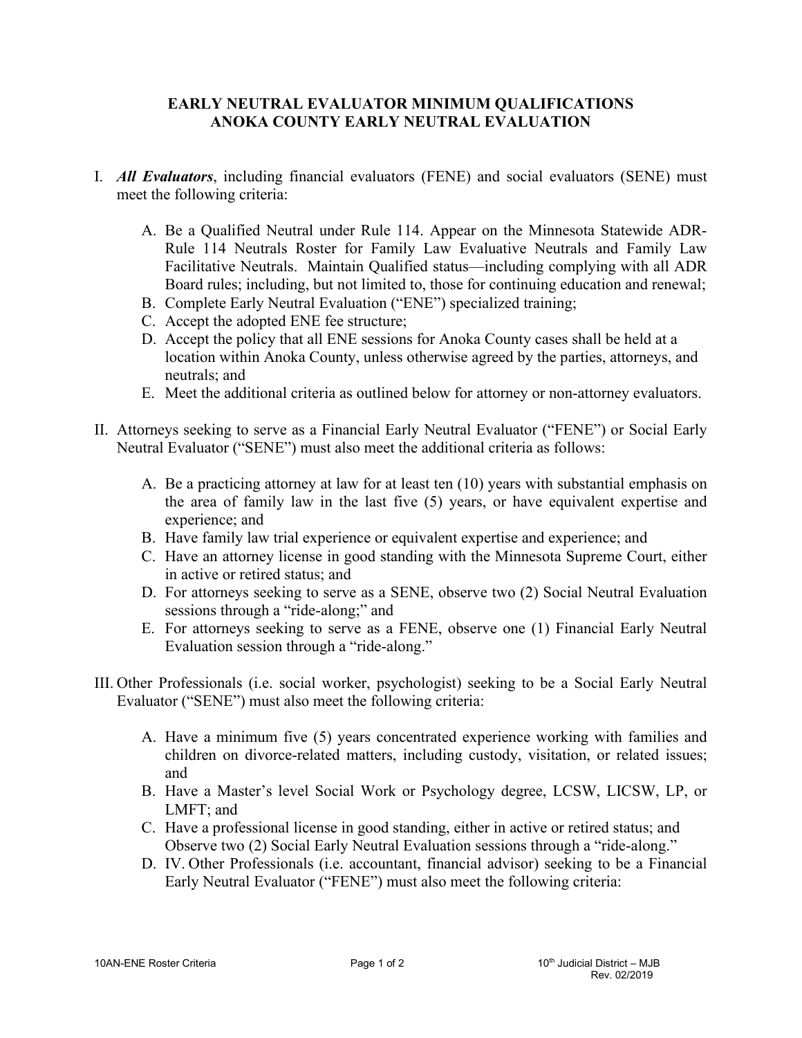# EARLY NEUTRAL EVALUATOR MINIMUM QUALIFICATIONS
# ANOKA COUNTY EARLY NEUTRAL EVALUATION

I. ***All Evaluators***, including financial evaluators (FENE) and social evaluators (SENE) must meet the following criteria:

   A. Be a Qualified Neutral under Rule 114. Appear on the Minnesota Statewide ADR-Rule 114 Neutrals Roster for Family Law Evaluative Neutrals and Family Law Facilitative Neutrals. Maintain Qualified status—including complying with all ADR Board rules; including, but not limited to, those for continuing education and renewal;
   B. Complete Early Neutral Evaluation ("ENE") specialized training;
   C. Accept the adopted ENE fee structure;
   D. Accept the policy that all ENE sessions for Anoka County cases shall be held at a location within Anoka County, unless otherwise agreed by the parties, attorneys, and neutrals; and
   E. Meet the additional criteria as outlined below for attorney or non-attorney evaluators.

II. Attorneys seeking to serve as a Financial Early Neutral Evaluator ("FENE") or Social Early Neutral Evaluator ("SENE") must also meet the additional criteria as follows:

   A. Be a practicing attorney at law for at least ten (10) years with substantial emphasis on the area of family law in the last five (5) years, or have equivalent expertise and experience; and
   B. Have family law trial experience or equivalent expertise and experience; and
   C. Have an attorney license in good standing with the Minnesota Supreme Court, either in active or retired status; and
   D. For attorneys seeking to serve as a SENE, observe two (2) Social Neutral Evaluation sessions through a "ride-along;" and
   E. For attorneys seeking to serve as a FENE, observe one (1) Financial Early Neutral Evaluation session through a "ride-along."

III. Other Professionals (i.e. social worker, psychologist) seeking to be a Social Early Neutral Evaluator ("SENE") must also meet the following criteria:

   A. Have a minimum five (5) years concentrated experience working with families and children on divorce-related matters, including custody, visitation, or related issues; and
   B. Have a Master's level Social Work or Psychology degree, LCSW, LICSW, LP, or LMFT; and
   C. Have a professional license in good standing, either in active or retired status; and Observe two (2) Social Early Neutral Evaluation sessions through a "ride-along."
   D. IV. Other Professionals (i.e. accountant, financial advisor) seeking to be a Financial Early Neutral Evaluator ("FENE") must also meet the following criteria: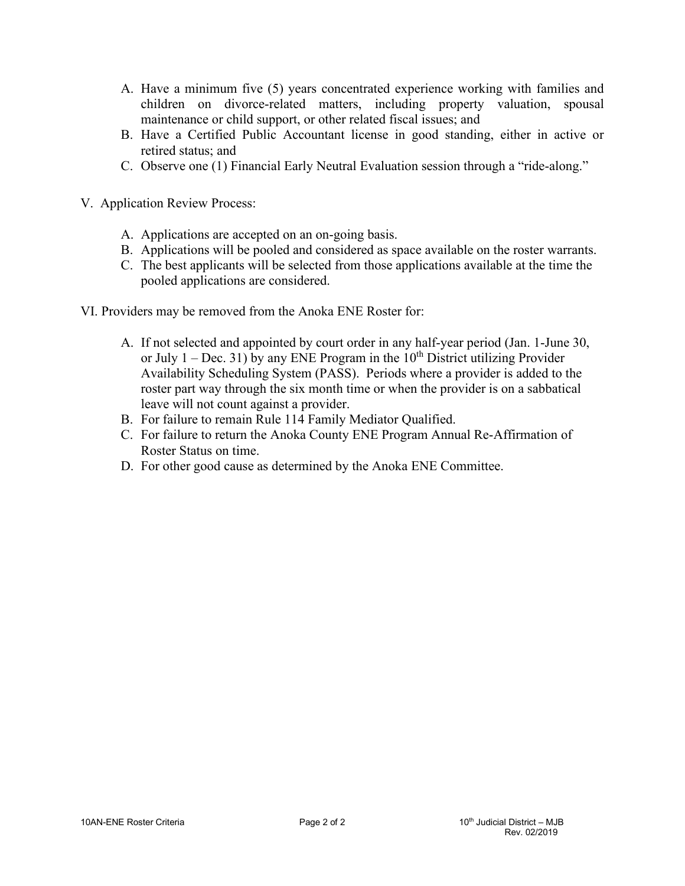A. Have a minimum five (5) years concentrated experience working with families and children on divorce-related matters, including property valuation, spousal maintenance or child support, or other related fiscal issues; and
B. Have a Certified Public Accountant license in good standing, either in active or retired status; and
C. Observe one (1) Financial Early Neutral Evaluation session through a "ride-along."

V. Application Review Process:

A. Applications are accepted on an on-going basis.
B. Applications will be pooled and considered as space available on the roster warrants.
C. The best applicants will be selected from those applications available at the time the pooled applications are considered.

VI. Providers may be removed from the Anoka ENE Roster for:

A. If not selected and appointed by court order in any half-year period (Jan. 1-June 30, or July 1 – Dec. 31) by any ENE Program in the 10th District utilizing Provider Availability Scheduling System (PASS). Periods where a provider is added to the roster part way through the six month time or when the provider is on a sabbatical leave will not count against a provider.
B. For failure to remain Rule 114 Family Mediator Qualified.
C. For failure to return the Anoka County ENE Program Annual Re-Affirmation of Roster Status on time.
D. For other good cause as determined by the Anoka ENE Committee.